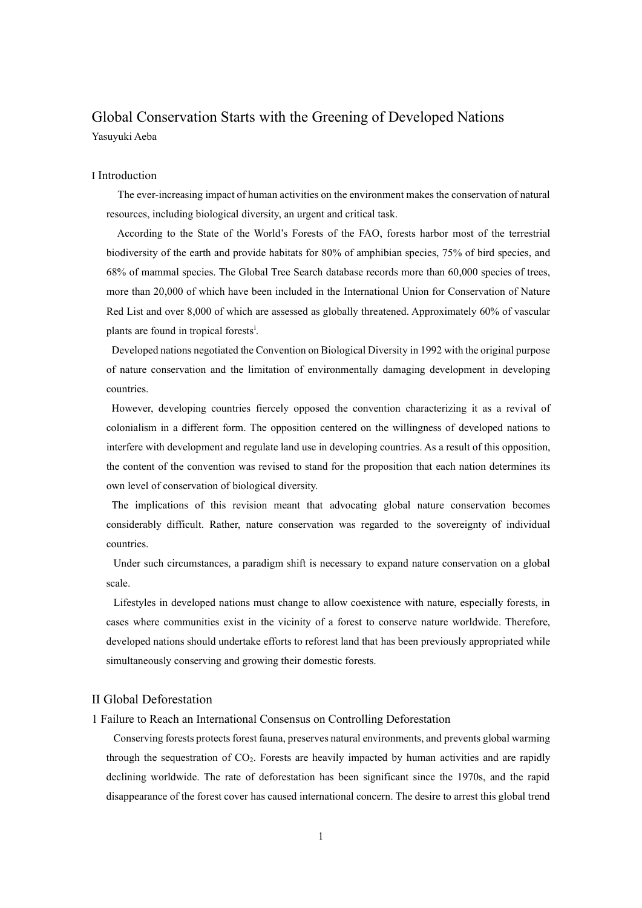# Global Conservation Starts with the Greening of Developed Nations

Yasuyuki Aeba

## I Introduction

The ever-increasing impact of human activities on the environment makes the conservation of natural resources, including biological diversity, an urgent and critical task.

According to the State of the World's Forests of the FAO, forests harbor most of the terrestrial biodiversity of the earth and provide habitats for 80% of amphibian species, 75% of bird species, and 68% of mammal species. The Global Tree Search database records more than 60,000 species of trees, more than 20,000 of which have been included in the International Union for Conservation of Nature Red List and over 8,000 of which are assessed as globally threatened. Approximately 60% of vascular plants are found in tropical forests[i].

Developed nations negotiated the Convention on Biological Diversity in 1992 with the original purpose of nature conservation and the limitation of environmentally damaging development in developing countries.

However, developing countries fiercely opposed the convention characterizing it as a revival of colonialism in a different form. The opposition centered on the willingness of developed nations to interfere with development and regulate land use in developing countries. As a result of this opposition, the content of the convention was revised to stand for the proposition that each nation determines its own level of conservation of biological diversity.

The implications of this revision meant that advocating global nature conservation becomes considerably difficult. Rather, nature conservation was regarded to the sovereignty of individual countries.

Under such circumstances, a paradigm shift is necessary to expand nature conservation on a global scale.

Lifestyles in developed nations must change to allow coexistence with nature, especially forests, in cases where communities exist in the vicinity of a forest to conserve nature worldwide. Therefore, developed nations should undertake efforts to reforest land that has been previously appropriated while simultaneously conserving and growing their domestic forests.

## II Global Deforestation

### 1 Failure to Reach an International Consensus on Controlling Deforestation

Conserving forests protects forest fauna, preserves natural environments, and prevents global warming through the sequestration of $CO_2$. Forests are heavily impacted by human activities and are rapidly declining worldwide. The rate of deforestation has been significant since the 1970s, and the rapid disappearance of the forest cover has caused international concern. The desire to arrest this global trend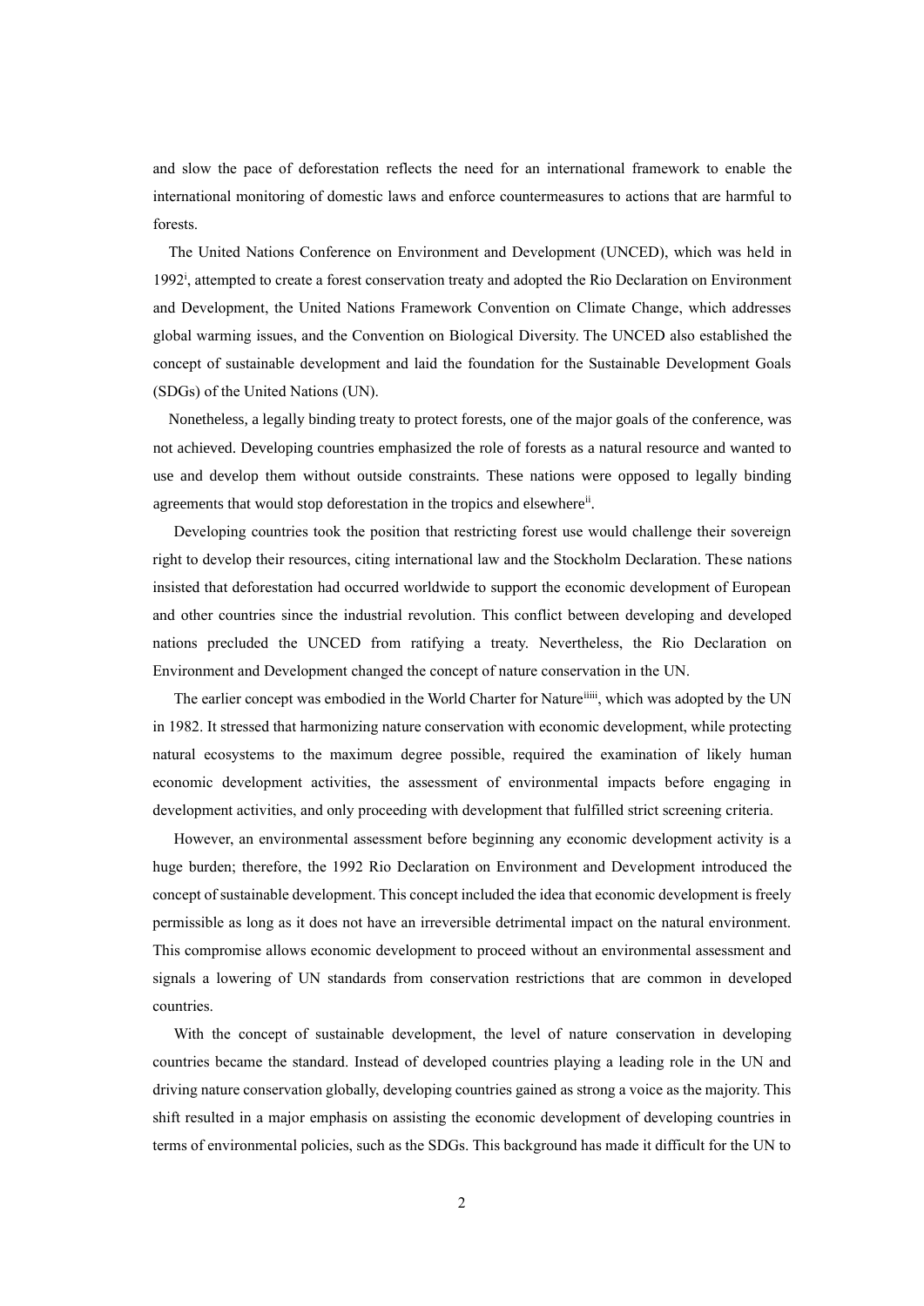and slow the pace of deforestation reflects the need for an international framework to enable the international monitoring of domestic laws and enforce countermeasures to actions that are harmful to forests.

The United Nations Conference on Environment and Development (UNCED), which was held in 1992[i], attempted to create a forest conservation treaty and adopted the Rio Declaration on Environment and Development, the United Nations Framework Convention on Climate Change, which addresses global warming issues, and the Convention on Biological Diversity. The UNCED also established the concept of sustainable development and laid the foundation for the Sustainable Development Goals (SDGs) of the United Nations (UN).

Nonetheless, a legally binding treaty to protect forests, one of the major goals of the conference, was not achieved. Developing countries emphasized the role of forests as a natural resource and wanted to use and develop them without outside constraints. These nations were opposed to legally binding agreements that would stop deforestation in the tropics and elsewhere[ii].

Developing countries took the position that restricting forest use would challenge their sovereign right to develop their resources, citing international law and the Stockholm Declaration. These nations insisted that deforestation had occurred worldwide to support the economic development of European and other countries since the industrial revolution. This conflict between developing and developed nations precluded the UNCED from ratifying a treaty. Nevertheless, the Rio Declaration on Environment and Development changed the concept of nature conservation in the UN.

The earlier concept was embodied in the World Charter for Nature[iiiii], which was adopted by the UN in 1982. It stressed that harmonizing nature conservation with economic development, while protecting natural ecosystems to the maximum degree possible, required the examination of likely human economic development activities, the assessment of environmental impacts before engaging in development activities, and only proceeding with development that fulfilled strict screening criteria.

However, an environmental assessment before beginning any economic development activity is a huge burden; therefore, the 1992 Rio Declaration on Environment and Development introduced the concept of sustainable development. This concept included the idea that economic development is freely permissible as long as it does not have an irreversible detrimental impact on the natural environment. This compromise allows economic development to proceed without an environmental assessment and signals a lowering of UN standards from conservation restrictions that are common in developed countries.

With the concept of sustainable development, the level of nature conservation in developing countries became the standard. Instead of developed countries playing a leading role in the UN and driving nature conservation globally, developing countries gained as strong a voice as the majority. This shift resulted in a major emphasis on assisting the economic development of developing countries in terms of environmental policies, such as the SDGs. This background has made it difficult for the UN to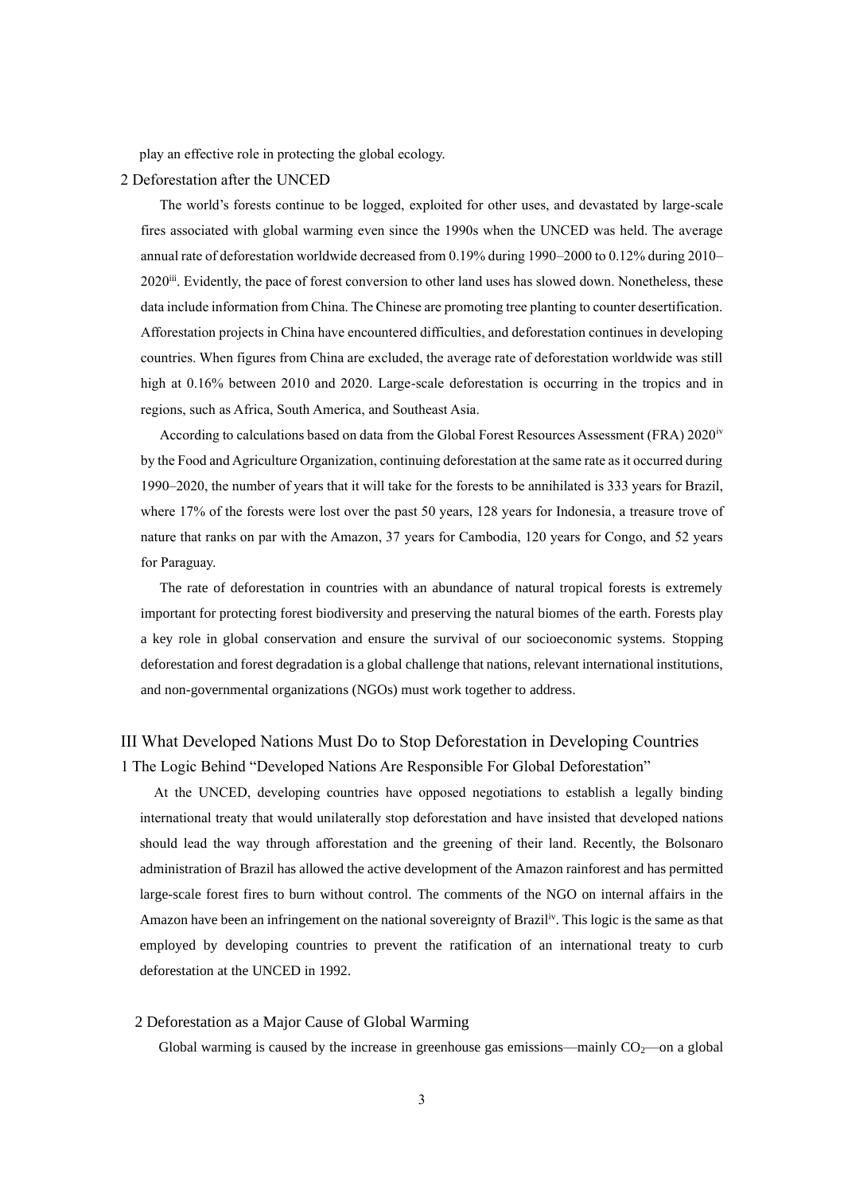play an effective role in protecting the global ecology.

### 2 Deforestation after the UNCED

The world's forests continue to be logged, exploited for other uses, and devastated by large-scale fires associated with global warming even since the 1990s when the UNCED was held. The average annual rate of deforestation worldwide decreased from 0.19% during 1990–2000 to 0.12% during 2010–2020[iii]. Evidently, the pace of forest conversion to other land uses has slowed down. Nonetheless, these data include information from China. The Chinese are promoting tree planting to counter desertification. Afforestation projects in China have encountered difficulties, and deforestation continues in developing countries. When figures from China are excluded, the average rate of deforestation worldwide was still high at 0.16% between 2010 and 2020. Large-scale deforestation is occurring in the tropics and in regions, such as Africa, South America, and Southeast Asia.

According to calculations based on data from the Global Forest Resources Assessment (FRA) 2020[iv] by the Food and Agriculture Organization, continuing deforestation at the same rate as it occurred during 1990–2020, the number of years that it will take for the forests to be annihilated is 333 years for Brazil, where 17% of the forests were lost over the past 50 years, 128 years for Indonesia, a treasure trove of nature that ranks on par with the Amazon, 37 years for Cambodia, 120 years for Congo, and 52 years for Paraguay.

The rate of deforestation in countries with an abundance of natural tropical forests is extremely important for protecting forest biodiversity and preserving the natural biomes of the earth. Forests play a key role in global conservation and ensure the survival of our socioeconomic systems. Stopping deforestation and forest degradation is a global challenge that nations, relevant international institutions, and non-governmental organizations (NGOs) must work together to address.

## III What Developed Nations Must Do to Stop Deforestation in Developing Countries

### 1 The Logic Behind "Developed Nations Are Responsible For Global Deforestation"

At the UNCED, developing countries have opposed negotiations to establish a legally binding international treaty that would unilaterally stop deforestation and have insisted that developed nations should lead the way through afforestation and the greening of their land. Recently, the Bolsonaro administration of Brazil has allowed the active development of the Amazon rainforest and has permitted large-scale forest fires to burn without control. The comments of the NGO on internal affairs in the Amazon have been an infringement on the national sovereignty of Brazil[iv]. This logic is the same as that employed by developing countries to prevent the ratification of an international treaty to curb deforestation at the UNCED in 1992.

### 2 Deforestation as a Major Cause of Global Warming

Global warming is caused by the increase in greenhouse gas emissions—mainly $CO_2$—on a global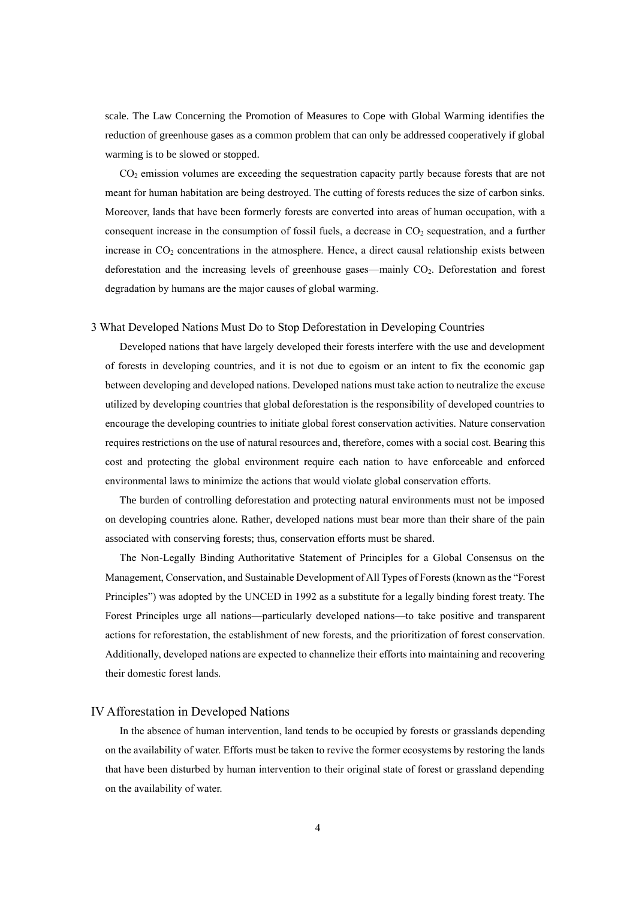scale. The Law Concerning the Promotion of Measures to Cope with Global Warming identifies the reduction of greenhouse gases as a common problem that can only be addressed cooperatively if global warming is to be slowed or stopped.

$CO_2$ emission volumes are exceeding the sequestration capacity partly because forests that are not meant for human habitation are being destroyed. The cutting of forests reduces the size of carbon sinks. Moreover, lands that have been formerly forests are converted into areas of human occupation, with a consequent increase in the consumption of fossil fuels, a decrease in $CO_2$ sequestration, and a further increase in $CO_2$ concentrations in the atmosphere. Hence, a direct causal relationship exists between deforestation and the increasing levels of greenhouse gases—mainly $CO_2$. Deforestation and forest degradation by humans are the major causes of global warming.

### 3 What Developed Nations Must Do to Stop Deforestation in Developing Countries

Developed nations that have largely developed their forests interfere with the use and development of forests in developing countries, and it is not due to egoism or an intent to fix the economic gap between developing and developed nations. Developed nations must take action to neutralize the excuse utilized by developing countries that global deforestation is the responsibility of developed countries to encourage the developing countries to initiate global forest conservation activities. Nature conservation requires restrictions on the use of natural resources and, therefore, comes with a social cost. Bearing this cost and protecting the global environment require each nation to have enforceable and enforced environmental laws to minimize the actions that would violate global conservation efforts.

The burden of controlling deforestation and protecting natural environments must not be imposed on developing countries alone. Rather, developed nations must bear more than their share of the pain associated with conserving forests; thus, conservation efforts must be shared.

The Non-Legally Binding Authoritative Statement of Principles for a Global Consensus on the Management, Conservation, and Sustainable Development of All Types of Forests (known as the "Forest Principles") was adopted by the UNCED in 1992 as a substitute for a legally binding forest treaty. The Forest Principles urge all nations—particularly developed nations—to take positive and transparent actions for reforestation, the establishment of new forests, and the prioritization of forest conservation. Additionally, developed nations are expected to channelize their efforts into maintaining and recovering their domestic forest lands.

## IV Afforestation in Developed Nations

In the absence of human intervention, land tends to be occupied by forests or grasslands depending on the availability of water. Efforts must be taken to revive the former ecosystems by restoring the lands that have been disturbed by human intervention to their original state of forest or grassland depending on the availability of water.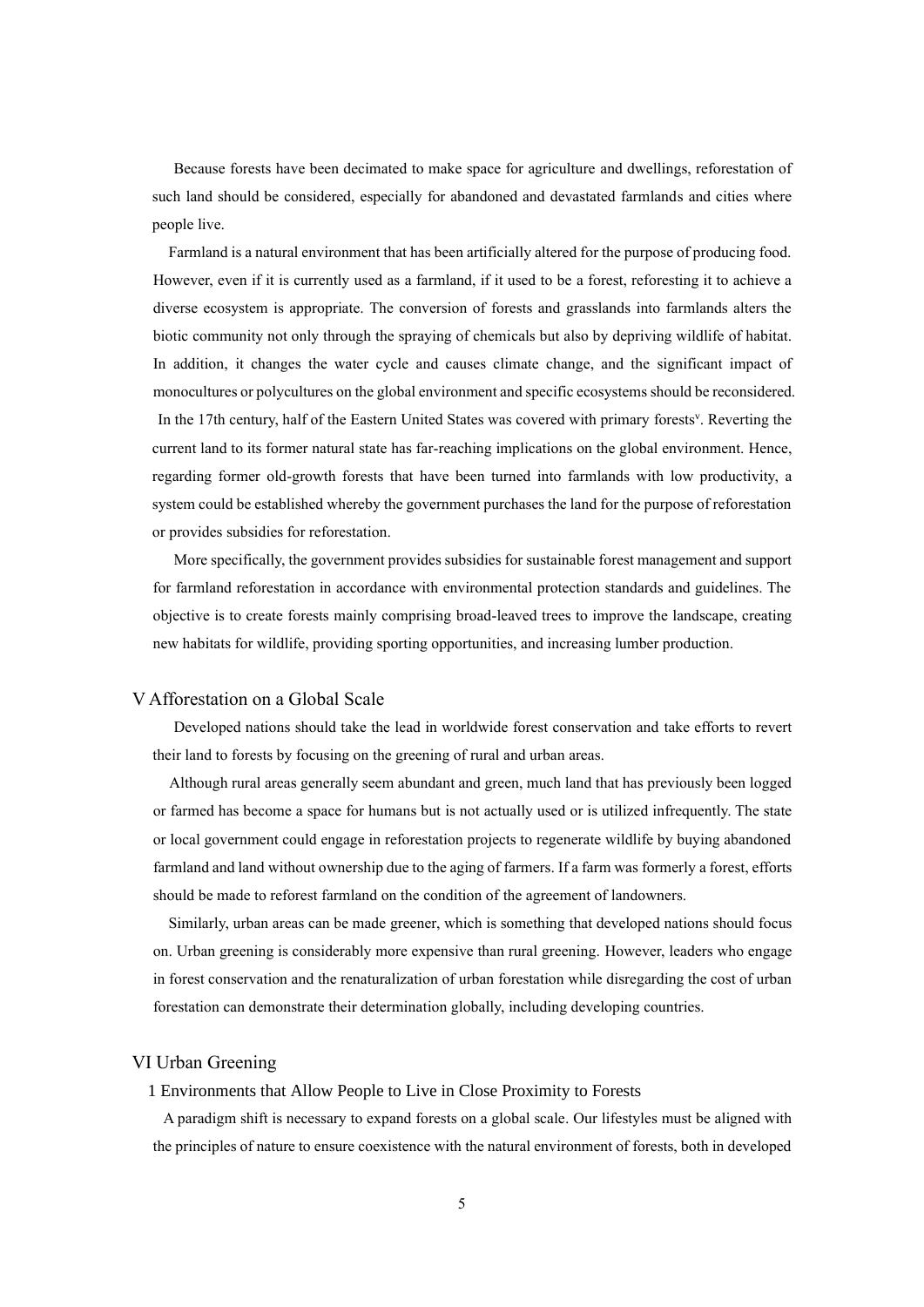Because forests have been decimated to make space for agriculture and dwellings, reforestation of such land should be considered, especially for abandoned and devastated farmlands and cities where people live.

Farmland is a natural environment that has been artificially altered for the purpose of producing food. However, even if it is currently used as a farmland, if it used to be a forest, reforesting it to achieve a diverse ecosystem is appropriate. The conversion of forests and grasslands into farmlands alters the biotic community not only through the spraying of chemicals but also by depriving wildlife of habitat. In addition, it changes the water cycle and causes climate change, and the significant impact of monocultures or polycultures on the global environment and specific ecosystems should be reconsidered. In the 17th century, half of the Eastern United States was covered with primary forests[v]. Reverting the current land to its former natural state has far-reaching implications on the global environment. Hence, regarding former old-growth forests that have been turned into farmlands with low productivity, a system could be established whereby the government purchases the land for the purpose of reforestation or provides subsidies for reforestation.

More specifically, the government provides subsidies for sustainable forest management and support for farmland reforestation in accordance with environmental protection standards and guidelines. The objective is to create forests mainly comprising broad-leaved trees to improve the landscape, creating new habitats for wildlife, providing sporting opportunities, and increasing lumber production.

## V Afforestation on a Global Scale

Developed nations should take the lead in worldwide forest conservation and take efforts to revert their land to forests by focusing on the greening of rural and urban areas.

Although rural areas generally seem abundant and green, much land that has previously been logged or farmed has become a space for humans but is not actually used or is utilized infrequently. The state or local government could engage in reforestation projects to regenerate wildlife by buying abandoned farmland and land without ownership due to the aging of farmers. If a farm was formerly a forest, efforts should be made to reforest farmland on the condition of the agreement of landowners.

Similarly, urban areas can be made greener, which is something that developed nations should focus on. Urban greening is considerably more expensive than rural greening. However, leaders who engage in forest conservation and the renaturalization of urban forestation while disregarding the cost of urban forestation can demonstrate their determination globally, including developing countries.

## VI Urban Greening

### 1 Environments that Allow People to Live in Close Proximity to Forests

A paradigm shift is necessary to expand forests on a global scale. Our lifestyles must be aligned with the principles of nature to ensure coexistence with the natural environment of forests, both in developed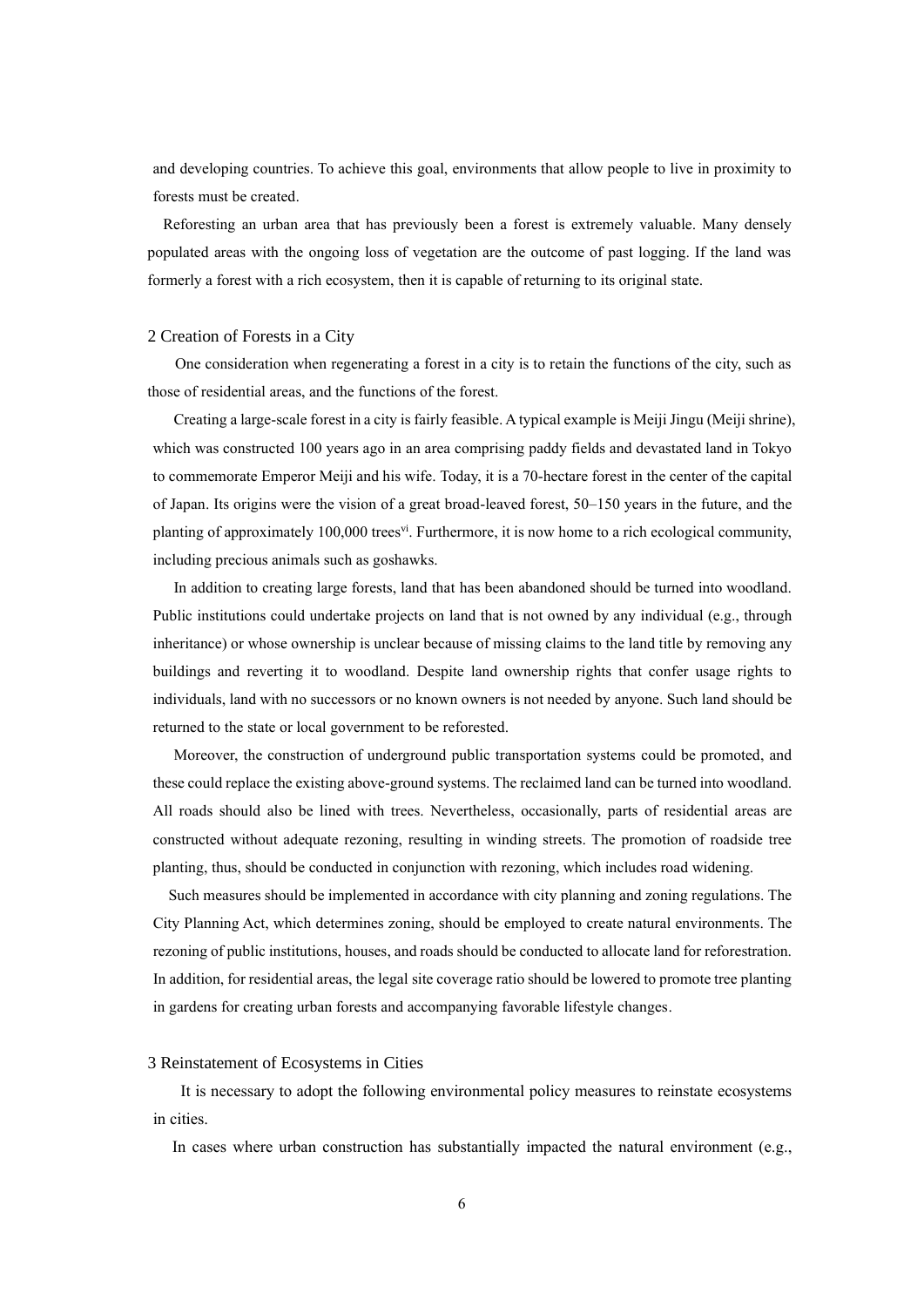and developing countries. To achieve this goal, environments that allow people to live in proximity to forests must be created.

Reforesting an urban area that has previously been a forest is extremely valuable. Many densely populated areas with the ongoing loss of vegetation are the outcome of past logging. If the land was formerly a forest with a rich ecosystem, then it is capable of returning to its original state.

## 2 Creation of Forests in a City

One consideration when regenerating a forest in a city is to retain the functions of the city, such as those of residential areas, and the functions of the forest.

Creating a large-scale forest in a city is fairly feasible. A typical example is Meiji Jingu (Meiji shrine), which was constructed 100 years ago in an area comprising paddy fields and devastated land in Tokyo to commemorate Emperor Meiji and his wife. Today, it is a 70-hectare forest in the center of the capital of Japan. Its origins were the vision of a great broad-leaved forest, 50–150 years in the future, and the planting of approximately 100,000 trees[vi]. Furthermore, it is now home to a rich ecological community, including precious animals such as goshawks.

In addition to creating large forests, land that has been abandoned should be turned into woodland. Public institutions could undertake projects on land that is not owned by any individual (e.g., through inheritance) or whose ownership is unclear because of missing claims to the land title by removing any buildings and reverting it to woodland. Despite land ownership rights that confer usage rights to individuals, land with no successors or no known owners is not needed by anyone. Such land should be returned to the state or local government to be reforested.

Moreover, the construction of underground public transportation systems could be promoted, and these could replace the existing above-ground systems. The reclaimed land can be turned into woodland. All roads should also be lined with trees. Nevertheless, occasionally, parts of residential areas are constructed without adequate rezoning, resulting in winding streets. The promotion of roadside tree planting, thus, should be conducted in conjunction with rezoning, which includes road widening.

Such measures should be implemented in accordance with city planning and zoning regulations. The City Planning Act, which determines zoning, should be employed to create natural environments. The rezoning of public institutions, houses, and roads should be conducted to allocate land for reforestration. In addition, for residential areas, the legal site coverage ratio should be lowered to promote tree planting in gardens for creating urban forests and accompanying favorable lifestyle changes.

## 3 Reinstatement of Ecosystems in Cities

It is necessary to adopt the following environmental policy measures to reinstate ecosystems in cities.

In cases where urban construction has substantially impacted the natural environment (e.g.,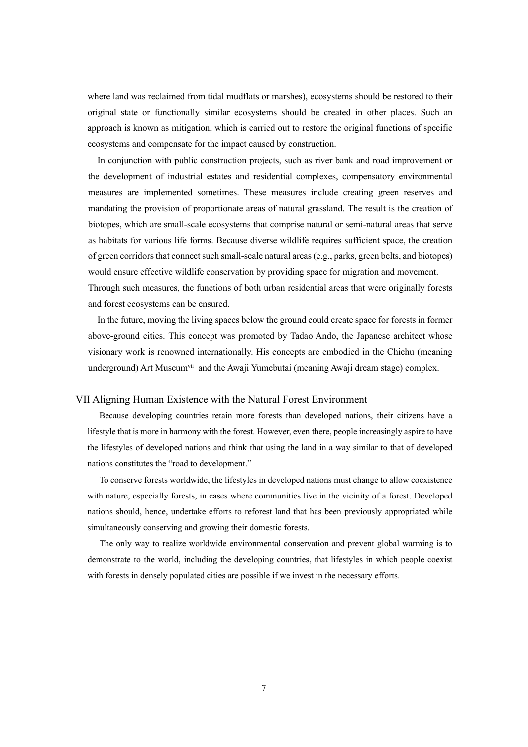where land was reclaimed from tidal mudflats or marshes), ecosystems should be restored to their original state or functionally similar ecosystems should be created in other places. Such an approach is known as mitigation, which is carried out to restore the original functions of specific ecosystems and compensate for the impact caused by construction.

In conjunction with public construction projects, such as river bank and road improvement or the development of industrial estates and residential complexes, compensatory environmental measures are implemented sometimes. These measures include creating green reserves and mandating the provision of proportionate areas of natural grassland. The result is the creation of biotopes, which are small-scale ecosystems that comprise natural or semi-natural areas that serve as habitats for various life forms. Because diverse wildlife requires sufficient space, the creation of green corridors that connect such small-scale natural areas (e.g., parks, green belts, and biotopes) would ensure effective wildlife conservation by providing space for migration and movement. Through such measures, the functions of both urban residential areas that were originally forests and forest ecosystems can be ensured.

In the future, moving the living spaces below the ground could create space for forests in former above-ground cities. This concept was promoted by Tadao Ando, the Japanese architect whose visionary work is renowned internationally. His concepts are embodied in the Chichu (meaning underground) Art Museum[vii] and the Awaji Yumebutai (meaning Awaji dream stage) complex.

## VII Aligning Human Existence with the Natural Forest Environment

Because developing countries retain more forests than developed nations, their citizens have a lifestyle that is more in harmony with the forest. However, even there, people increasingly aspire to have the lifestyles of developed nations and think that using the land in a way similar to that of developed nations constitutes the "road to development."

To conserve forests worldwide, the lifestyles in developed nations must change to allow coexistence with nature, especially forests, in cases where communities live in the vicinity of a forest. Developed nations should, hence, undertake efforts to reforest land that has been previously appropriated while simultaneously conserving and growing their domestic forests.

The only way to realize worldwide environmental conservation and prevent global warming is to demonstrate to the world, including the developing countries, that lifestyles in which people coexist with forests in densely populated cities are possible if we invest in the necessary efforts.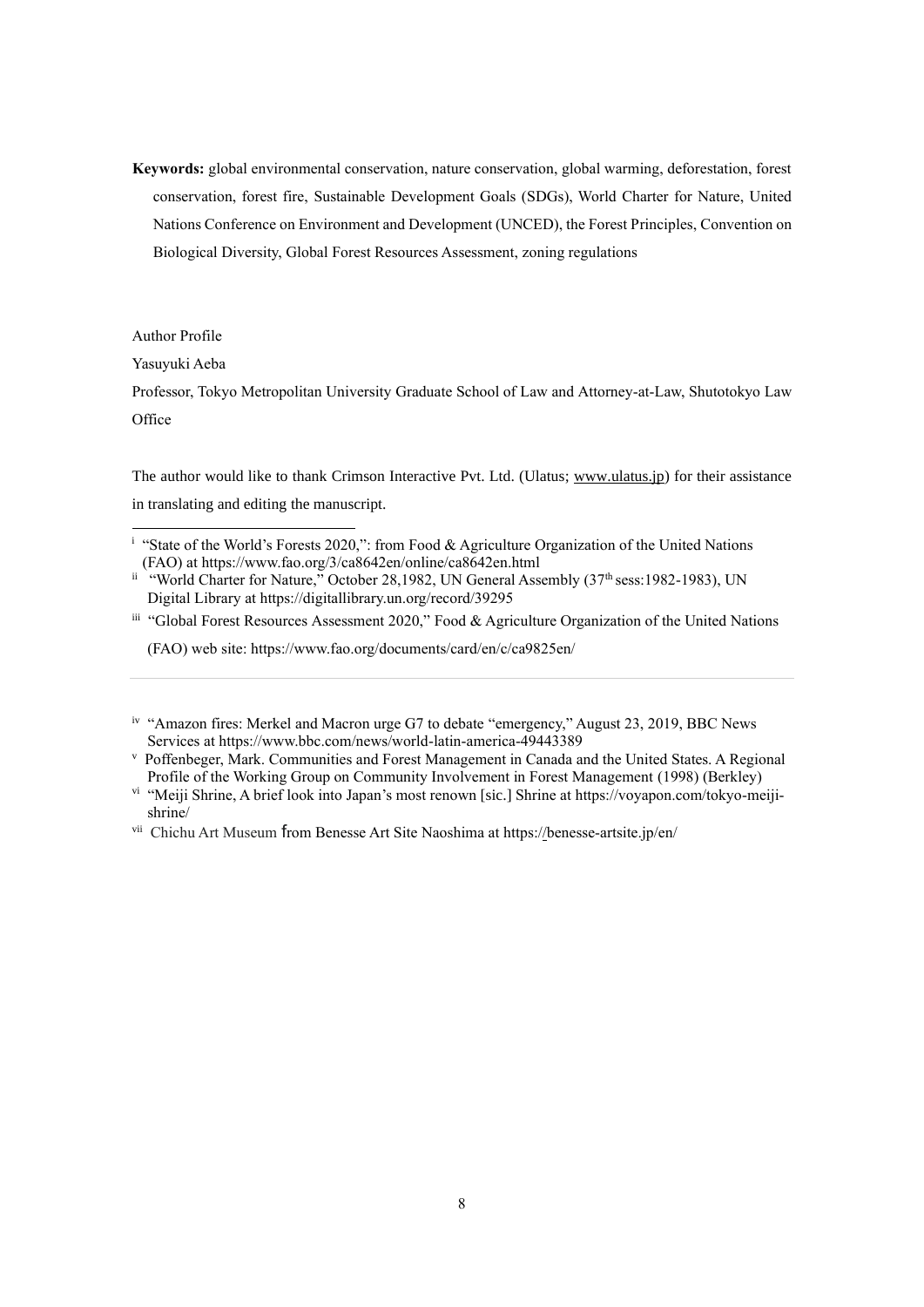**Keywords:** global environmental conservation, nature conservation, global warming, deforestation, forest conservation, forest fire, Sustainable Development Goals (SDGs), World Charter for Nature, United Nations Conference on Environment and Development (UNCED), the Forest Principles, Convention on Biological Diversity, Global Forest Resources Assessment, zoning regulations

Author Profile

Yasuyuki Aeba

Professor, Tokyo Metropolitan University Graduate School of Law and Attorney-at-Law, Shutotokyo Law Office

The author would like to thank Crimson Interactive Pvt. Ltd. (Ulatus; www.ulatus.jp) for their assistance in translating and editing the manuscript.

---

[i] "State of the World's Forests 2020,": from Food & Agriculture Organization of the United Nations (FAO) at https://www.fao.org/3/ca8642en/online/ca8642en.html

[ii] "World Charter for Nature," October 28,1982, UN General Assembly (37th sess:1982-1983), UN Digital Library at https://digitallibrary.un.org/record/39295

[iii] "Global Forest Resources Assessment 2020," Food & Agriculture Organization of the United Nations (FAO) web site: https://www.fao.org/documents/card/en/c/ca9825en/

---

[iv] "Amazon fires: Merkel and Macron urge G7 to debate "emergency," August 23, 2019, BBC News Services at https://www.bbc.com/news/world-latin-america-49443389

[v] Poffenbeger, Mark. Communities and Forest Management in Canada and the United States. A Regional Profile of the Working Group on Community Involvement in Forest Management (1998) (Berkley)

[vi] "Meiji Shrine, A brief look into Japan's most renown [sic.] Shrine at https://voyapon.com/tokyo-meiji-shrine/

[vii] Chichu Art Museum from Benesse Art Site Naoshima at https://benesse-artsite.jp/en/